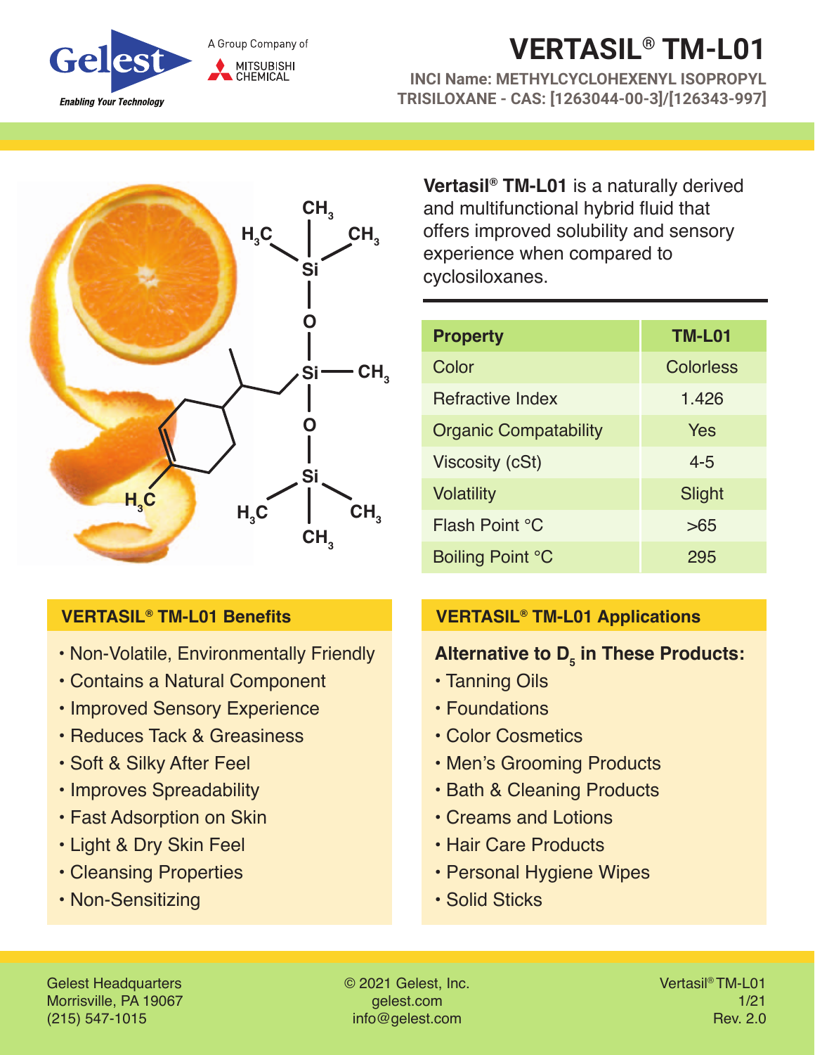# VERTASIL® TM-L01

**INCI Name: METHYLCYCLOHEXENYL ISOPROPYL TRISILOXANE - CAS: [1263044-00-3]/[126343-997]**

**Vertasil® TM-L01** is a naturally derived and multifunctional hybrid fluid that offers improved solubility and sensory experience when compared to cyclosiloxanes.

| Property | TM-L01 |
| --- | --- |
| Color | Colorless |
| Refractive Index | 1.426 |
| Organic Compatability | Yes |
| Viscosity (cSt) | 4-5 |
| Volatility | Slight |
| Flash Point °C | >65 |
| Boiling Point °C | 295 |

## VERTASIL® TM-L01 Benefits

- Non-Volatile, Environmentally Friendly
- Contains a Natural Component
- Improved Sensory Experience
- Reduces Tack & Greasiness
- Soft & Silky After Feel
- Improves Spreadability
- Fast Adsorption on Skin
- Light & Dry Skin Feel
- Cleansing Properties
- Non-Sensitizing

## VERTASIL® TM-L01 Applications

**Alternative to $D_5$ in These Products:**

- Tanning Oils
- Foundations
- Color Cosmetics
- Men's Grooming Products
- Bath & Cleaning Products
- Creams and Lotions
- Hair Care Products
- Personal Hygiene Wipes
- Solid Sticks

Gelest Headquarters
Morrisville, PA 19067
(215) 547-1015

© 2021 Gelest, Inc.
gelest.com
info@gelest.com

Vertasil® TM-L01
1/21
Rev. 2.0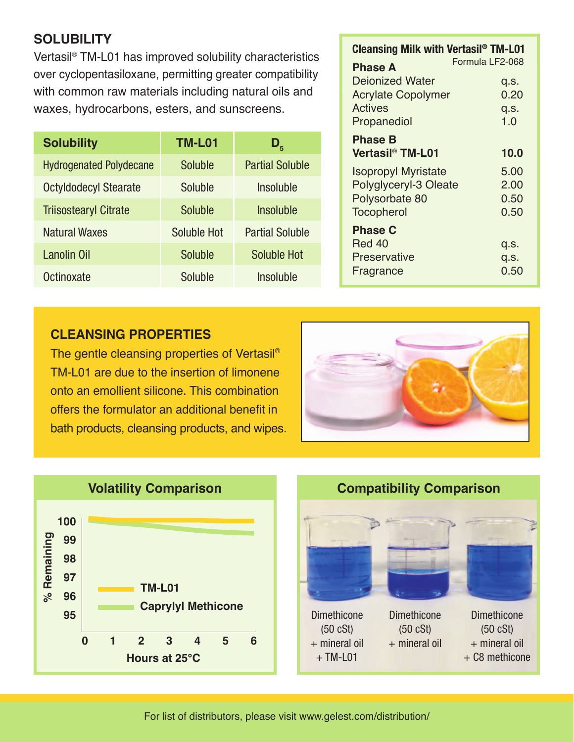## SOLUBILITY

Vertasil® TM-L01 has improved solubility characteristics over cyclopentasiloxane, permitting greater compatibility with common raw materials including natural oils and waxes, hydrocarbons, esters, and sunscreens.

| Solubility | TM-L01 | $D_5$ |
|---|---|---|
| Hydrogenated Polydecane | Soluble | Partial Soluble |
| Octyldodecyl Stearate | Soluble | Insoluble |
| Triisostearyl Citrate | Soluble | Insoluble |
| Natural Waxes | Soluble Hot | Partial Soluble |
| Lanolin Oil | Soluble | Soluble Hot |
| Octinoxate | Soluble | Insoluble |

### Cleansing Milk with Vertasil® TM-L01

Formula LF2-068

| | |
|---|---|
| **Phase A** | |
| Deionized Water | q.s. |
| Acrylate Copolymer | 0.20 |
| Actives | q.s. |
| Propanediol | 1.0 |
| **Phase B** | |
| **Vertasil® TM-L01** | **10.0** |
| Isopropyl Myristate | 5.00 |
| Polyglyceryl-3 Oleate | 2.00 |
| Polysorbate 80 | 0.50 |
| Tocopherol | 0.50 |
| **Phase C** | |
| Red 40 | q.s. |
| Preservative | q.s. |
| Fragrance | 0.50 |

## CLEANSING PROPERTIES

The gentle cleansing properties of Vertasil® TM-L01 are due to the insertion of limonene onto an emollient silicone. This combination offers the formulator an additional benefit in bath products, cleansing products, and wipes.

### Volatility Comparison

% Remaining

100
99
98
97
96
95

0 1 2 3 4 5 6

Hours at 25°C

TM-L01

Caprylyl Methicone

### Compatibility Comparison

Dimethicone (50 cSt) + mineral oil + TM-L01

Dimethicone (50 cSt) + mineral oil

Dimethicone (50 cSt) + mineral oil + C8 methicone

For list of distributors, please visit www.gelest.com/distribution/